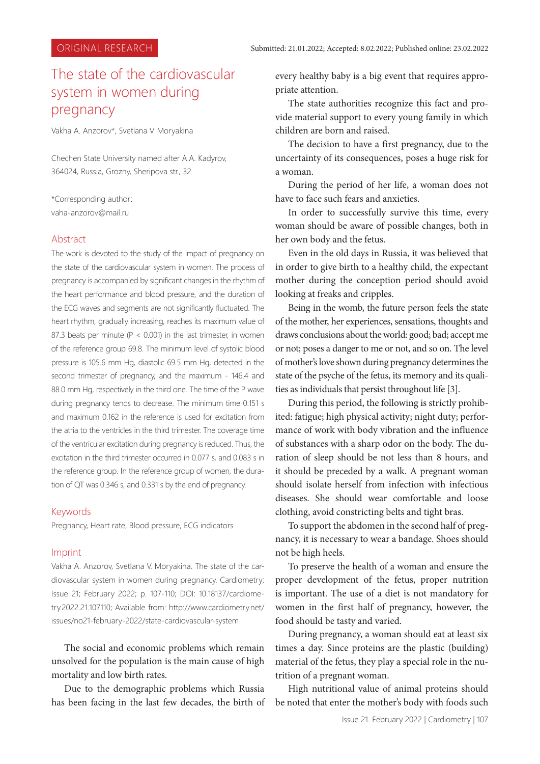ORIGINAL RESEARCH

Submitted: 21.01.2022; Accepted: 8.02.2022; Published online: 23.02.2022

# The state of the cardiovascular system in women during pregnancy

Vakha A. Anzorov*, Svetlana V. Moryakina

Chechen State University named after A.A. Kadyrov, 364024, Russia, Grozny, Sheripova str., 32

*Corresponding author: vaha-anzorov@mail.ru

## Abstract

The work is devoted to the study of the impact of pregnancy on the state of the cardiovascular system in women. The process of pregnancy is accompanied by significant changes in the rhythm of the heart performance and blood pressure, and the duration of the ECG waves and segments are not significantly fluctuated. The heart rhythm, gradually increasing, reaches its maximum value of 87.3 beats per minute ($P < 0.001$) in the last trimester, in women of the reference group 69.8. The minimum level of systolic blood pressure is 105.6 mm Hg, diastolic 69.5 mm Hg, detected in the second trimester of pregnancy, and the maximum - 146.4 and 88.0 mm Hg, respectively in the third one. The time of the P wave during pregnancy tends to decrease. The minimum time 0.151 s and maximum 0.162 in the reference is used for excitation from the atria to the ventricles in the third trimester. The coverage time of the ventricular excitation during pregnancy is reduced. Thus, the excitation in the third trimester occurred in 0.077 s, and 0.083 s in the reference group. In the reference group of women, the duration of QT was 0.346 s, and 0.331 s by the end of pregnancy.

## Keywords

Pregnancy, Heart rate, Blood pressure, ECG indicators

## Imprint

Vakha A. Anzorov, Svetlana V. Moryakina. The state of the cardiovascular system in women during pregnancy. Cardiometry; Issue 21; February 2022; p. 107-110; DOI: 10.18137/cardiometry.2022.21.107110; Available from: http://www.cardiometry.net/issues/no21-february-2022/state-cardiovascular-system

The social and economic problems which remain unsolved for the population is the main cause of high mortality and low birth rates.

Due to the demographic problems which Russia has been facing in the last few decades, the birth of every healthy baby is a big event that requires appropriate attention.

The state authorities recognize this fact and provide material support to every young family in which children are born and raised.

The decision to have a first pregnancy, due to the uncertainty of its consequences, poses a huge risk for a woman.

During the period of her life, a woman does not have to face such fears and anxieties.

In order to successfully survive this time, every woman should be aware of possible changes, both in her own body and the fetus.

Even in the old days in Russia, it was believed that in order to give birth to a healthy child, the expectant mother during the conception period should avoid looking at freaks and cripples.

Being in the womb, the future person feels the state of the mother, her experiences, sensations, thoughts and draws conclusions about the world: good; bad; accept me or not; poses a danger to me or not, and so on. The level of mother's love shown during pregnancy determines the state of the psyche of the fetus, its memory and its qualities as individuals that persist throughout life [3].

During this period, the following is strictly prohibited: fatigue; high physical activity; night duty; performance of work with body vibration and the influence of substances with a sharp odor on the body. The duration of sleep should be not less than 8 hours, and it should be preceded by a walk. A pregnant woman should isolate herself from infection with infectious diseases. She should wear comfortable and loose clothing, avoid constricting belts and tight bras.

To support the abdomen in the second half of pregnancy, it is necessary to wear a bandage. Shoes should not be high heels.

To preserve the health of a woman and ensure the proper development of the fetus, proper nutrition is important. The use of a diet is not mandatory for women in the first half of pregnancy, however, the food should be tasty and varied.

During pregnancy, a woman should eat at least six times a day. Since proteins are the plastic (building) material of the fetus, they play a special role in the nutrition of a pregnant woman.

High nutritional value of animal proteins should be noted that enter the mother's body with foods such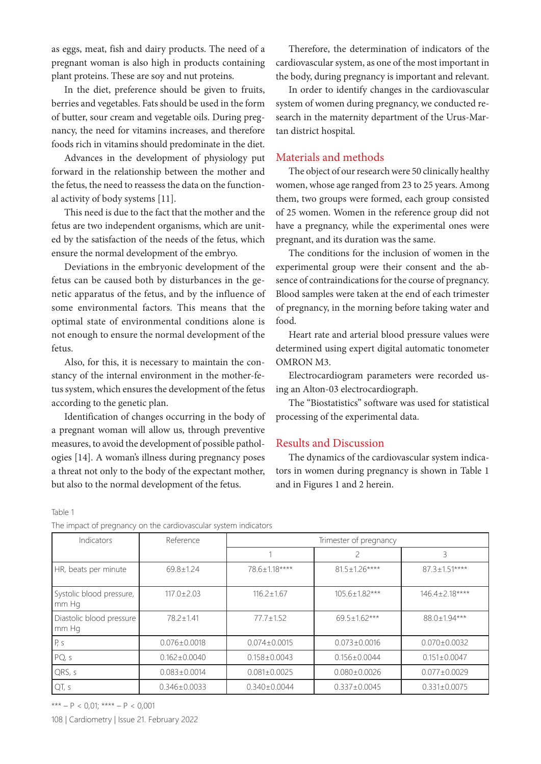as eggs, meat, fish and dairy products. The need of a pregnant woman is also high in products containing plant proteins. These are soy and nut proteins.

In the diet, preference should be given to fruits, berries and vegetables. Fats should be used in the form of butter, sour cream and vegetable oils. During pregnancy, the need for vitamins increases, and therefore foods rich in vitamins should predominate in the diet.

Advances in the development of physiology put forward in the relationship between the mother and the fetus, the need to reassess the data on the functional activity of body systems [11].

This need is due to the fact that the mother and the fetus are two independent organisms, which are united by the satisfaction of the needs of the fetus, which ensure the normal development of the embryo.

Deviations in the embryonic development of the fetus can be caused both by disturbances in the genetic apparatus of the fetus, and by the influence of some environmental factors. This means that the optimal state of environmental conditions alone is not enough to ensure the normal development of the fetus.

Also, for this, it is necessary to maintain the constancy of the internal environment in the mother-fetus system, which ensures the development of the fetus according to the genetic plan.

Identification of changes occurring in the body of a pregnant woman will allow us, through preventive measures, to avoid the development of possible pathologies [14]. A woman's illness during pregnancy poses a threat not only to the body of the expectant mother, but also to the normal development of the fetus.

Therefore, the determination of indicators of the cardiovascular system, as one of the most important in the body, during pregnancy is important and relevant.

In order to identify changes in the cardiovascular system of women during pregnancy, we conducted research in the maternity department of the Urus-Martan district hospital.

## Materials and methods

The object of our research were 50 clinically healthy women, whose age ranged from 23 to 25 years. Among them, two groups were formed, each group consisted of 25 women. Women in the reference group did not have a pregnancy, while the experimental ones were pregnant, and its duration was the same.

The conditions for the inclusion of women in the experimental group were their consent and the absence of contraindications for the course of pregnancy. Blood samples were taken at the end of each trimester of pregnancy, in the morning before taking water and food.

Heart rate and arterial blood pressure values were determined using expert digital automatic tonometer OMRON M3.

Electrocardiogram parameters were recorded using an Alton-03 electrocardiograph.

The "Biostatistics" software was used for statistical processing of the experimental data.

## Results and Discussion

The dynamics of the cardiovascular system indicators in women during pregnancy is shown in Table 1 and in Figures 1 and 2 herein.

Table 1

The impact of pregnancy on the cardiovascular system indicators

| Indicators | Reference | Trimester of pregnancy | | |
|---|---|---|---|---|
| | | 1 | 2 | 3 |
| HR, beats per minute | 69.8±1.24 | 78.6±1.18**** | 81.5±1.26**** | 87.3±1.51**** |
| Systolic blood pressure, mm Hg | 117.0±2.03 | 116.2±1.67 | 105.6±1.82*** | 146.4±2.18**** |
| Diastolic blood pressure mm Hg | 78.2±1.41 | 77.7±1.52 | 69.5±1.62*** | 88.0±1.94*** |
| P, s | 0.076±0.0018 | 0.074±0.0015 | 0.073±0.0016 | 0.070±0.0032 |
| PQ, s | 0.162±0.0040 | 0.158±0.0043 | 0.156±0.0044 | 0.151±0.0047 |
| QRS, s | 0.083±0.0014 | 0.081±0.0025 | 0.080±0.0026 | 0.077±0.0029 |
| QT, s | 0.346±0.0033 | 0.340±0.0044 | 0.337±0.0045 | 0.331±0.0075 |

*** – $P < 0{,}01$; **** – $P < 0{,}001$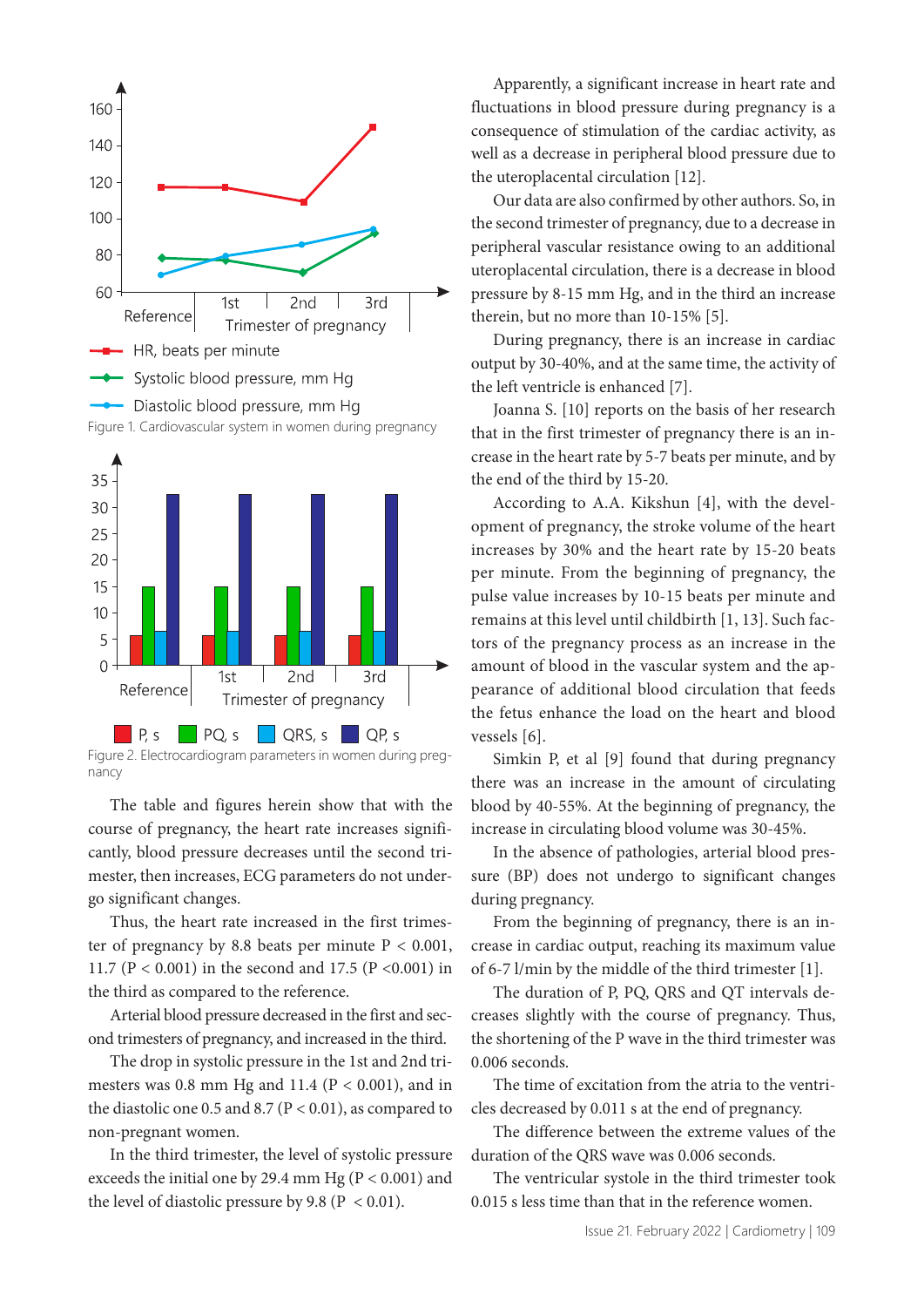Figure 1. Cardiovascular system in women during pregnancy

Figure 2. Electrocardiogram parameters in women during pregnancy

The table and figures herein show that with the course of pregnancy, the heart rate increases significantly, blood pressure decreases until the second trimester, then increases, ECG parameters do not undergo significant changes.

Thus, the heart rate increased in the first trimester of pregnancy by 8.8 beats per minute $P < 0.001$, 11.7 ($P < 0.001$) in the second and 17.5 ($P < 0.001$) in the third as compared to the reference.

Arterial blood pressure decreased in the first and second trimesters of pregnancy, and increased in the third.

The drop in systolic pressure in the 1st and 2nd trimesters was 0.8 mm Hg and 11.4 ($P < 0.001$), and in the diastolic one 0.5 and 8.7 ($P < 0.01$), as compared to non-pregnant women.

In the third trimester, the level of systolic pressure exceeds the initial one by 29.4 mm Hg ($P < 0.001$) and the level of diastolic pressure by 9.8 ($P < 0.01$).

Apparently, a significant increase in heart rate and fluctuations in blood pressure during pregnancy is a consequence of stimulation of the cardiac activity, as well as a decrease in peripheral blood pressure due to the uteroplacental circulation [12].

Our data are also confirmed by other authors. So, in the second trimester of pregnancy, due to a decrease in peripheral vascular resistance owing to an additional uteroplacental circulation, there is a decrease in blood pressure by 8-15 mm Hg, and in the third an increase therein, but no more than 10-15% [5].

During pregnancy, there is an increase in cardiac output by 30-40%, and at the same time, the activity of the left ventricle is enhanced [7].

Joanna S. [10] reports on the basis of her research that in the first trimester of pregnancy there is an increase in the heart rate by 5-7 beats per minute, and by the end of the third by 15-20.

According to A.A. Kikshun [4], with the development of pregnancy, the stroke volume of the heart increases by 30% and the heart rate by 15-20 beats per minute. From the beginning of pregnancy, the pulse value increases by 10-15 beats per minute and remains at this level until childbirth [1, 13]. Such factors of the pregnancy process as an increase in the amount of blood in the vascular system and the appearance of additional blood circulation that feeds the fetus enhance the load on the heart and blood vessels [6].

Simkin P, et al [9] found that during pregnancy there was an increase in the amount of circulating blood by 40-55%. At the beginning of pregnancy, the increase in circulating blood volume was 30-45%.

In the absence of pathologies, arterial blood pressure (BP) does not undergo to significant changes during pregnancy.

From the beginning of pregnancy, there is an increase in cardiac output, reaching its maximum value of 6-7 l/min by the middle of the third trimester [1].

The duration of P, PQ, QRS and QT intervals decreases slightly with the course of pregnancy. Thus, the shortening of the P wave in the third trimester was 0.006 seconds.

The time of excitation from the atria to the ventricles decreased by 0.011 s at the end of pregnancy.

The difference between the extreme values of the duration of the QRS wave was 0.006 seconds.

The ventricular systole in the third trimester took 0.015 s less time than that in the reference women.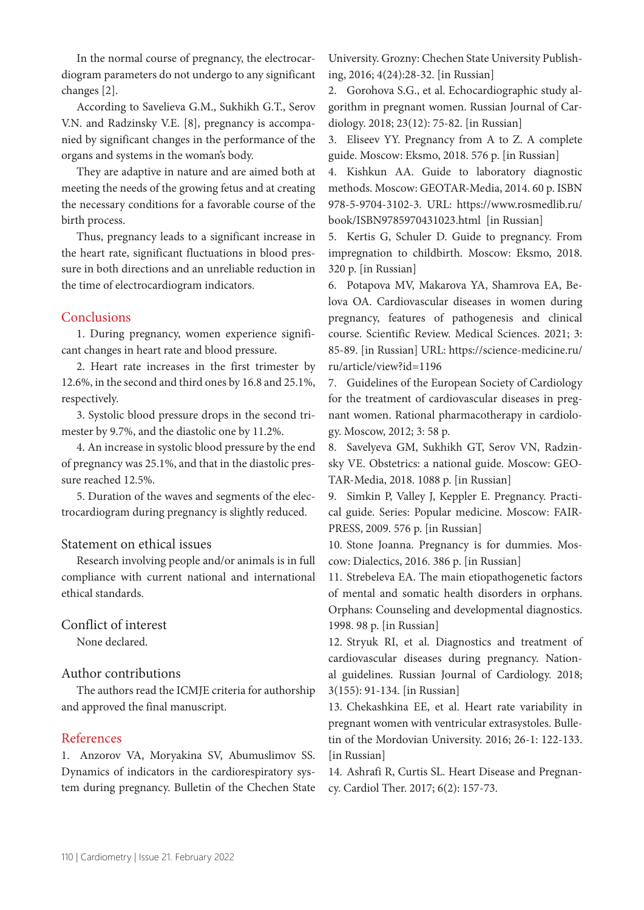In the normal course of pregnancy, the electrocardiogram parameters do not undergo to any significant changes [2].

According to Savelieva G.M., Sukhikh G.T., Serov V.N. and Radzinsky V.E. [8], pregnancy is accompanied by significant changes in the performance of the organs and systems in the woman's body.

They are adaptive in nature and are aimed both at meeting the needs of the growing fetus and at creating the necessary conditions for a favorable course of the birth process.

Thus, pregnancy leads to a significant increase in the heart rate, significant fluctuations in blood pressure in both directions and an unreliable reduction in the time of electrocardiogram indicators.

## Conclusions

1. During pregnancy, women experience significant changes in heart rate and blood pressure.

2. Heart rate increases in the first trimester by 12.6%, in the second and third ones by 16.8 and 25.1%, respectively.

3. Systolic blood pressure drops in the second trimester by 9.7%, and the diastolic one by 11.2%.

4. An increase in systolic blood pressure by the end of pregnancy was 25.1%, and that in the diastolic pressure reached 12.5%.

5. Duration of the waves and segments of the electrocardiogram during pregnancy is slightly reduced.

## Statement on ethical issues

Research involving people and/or animals is in full compliance with current national and international ethical standards.

## Conflict of interest

None declared.

## Author contributions

The authors read the ICMJE criteria for authorship and approved the final manuscript.

## References

1. Anzorov VA, Moryakina SV, Abumuslimov SS. Dynamics of indicators in the cardiorespiratory system during pregnancy. Bulletin of the Chechen State University. Grozny: Chechen State University Publishing, 2016; 4(24):28-32. [in Russian]
2. Gorohova S.G., et al. Echocardiographic study algorithm in pregnant women. Russian Journal of Cardiology. 2018; 23(12): 75-82. [in Russian]
3. Eliseev YY. Pregnancy from A to Z. A complete guide. Moscow: Eksmo, 2018. 576 p. [in Russian]
4. Kishkun AA. Guide to laboratory diagnostic methods. Moscow: GEOTAR-Media, 2014. 60 p. ISBN 978-5-9704-3102-3. URL: https://www.rosmedlib.ru/book/ISBN9785970431023.html [in Russian]
5. Kertis G, Schuler D. Guide to pregnancy. From impregnation to childbirth. Moscow: Eksmo, 2018. 320 p. [in Russian]
6. Potapova MV, Makarova YA, Shamrova EA, Belova OA. Cardiovascular diseases in women during pregnancy, features of pathogenesis and clinical course. Scientific Review. Medical Sciences. 2021; 3: 85-89. [in Russian] URL: https://science-medicine.ru/ru/article/view?id=1196
7. Guidelines of the European Society of Cardiology for the treatment of cardiovascular diseases in pregnant women. Rational pharmacotherapy in cardiology. Moscow, 2012; 3: 58 p.
8. Savelyeva GM, Sukhikh GT, Serov VN, Radzinsky VE. Obstetrics: a national guide. Moscow: GEOTAR-Media, 2018. 1088 p. [in Russian]
9. Simkin P, Valley J, Keppler E. Pregnancy. Practical guide. Series: Popular medicine. Moscow: FAIR-PRESS, 2009. 576 p. [in Russian]
10. Stone Joanna. Pregnancy is for dummies. Moscow: Dialectics, 2016. 386 p. [in Russian]
11. Strebeleva EA. The main etiopathogenetic factors of mental and somatic health disorders in orphans. Orphans: Counseling and developmental diagnostics. 1998. 98 p. [in Russian]
12. Stryuk RI, et al. Diagnostics and treatment of cardiovascular diseases during pregnancy. National guidelines. Russian Journal of Cardiology. 2018; 3(155): 91-134. [in Russian]
13. Chekashkina EE, et al. Heart rate variability in pregnant women with ventricular extrasystoles. Bulletin of the Mordovian University. 2016; 26-1: 122-133. [in Russian]
14. Ashrafi R, Curtis SL. Heart Disease and Pregnancy. Cardiol Ther. 2017; 6(2): 157-73.